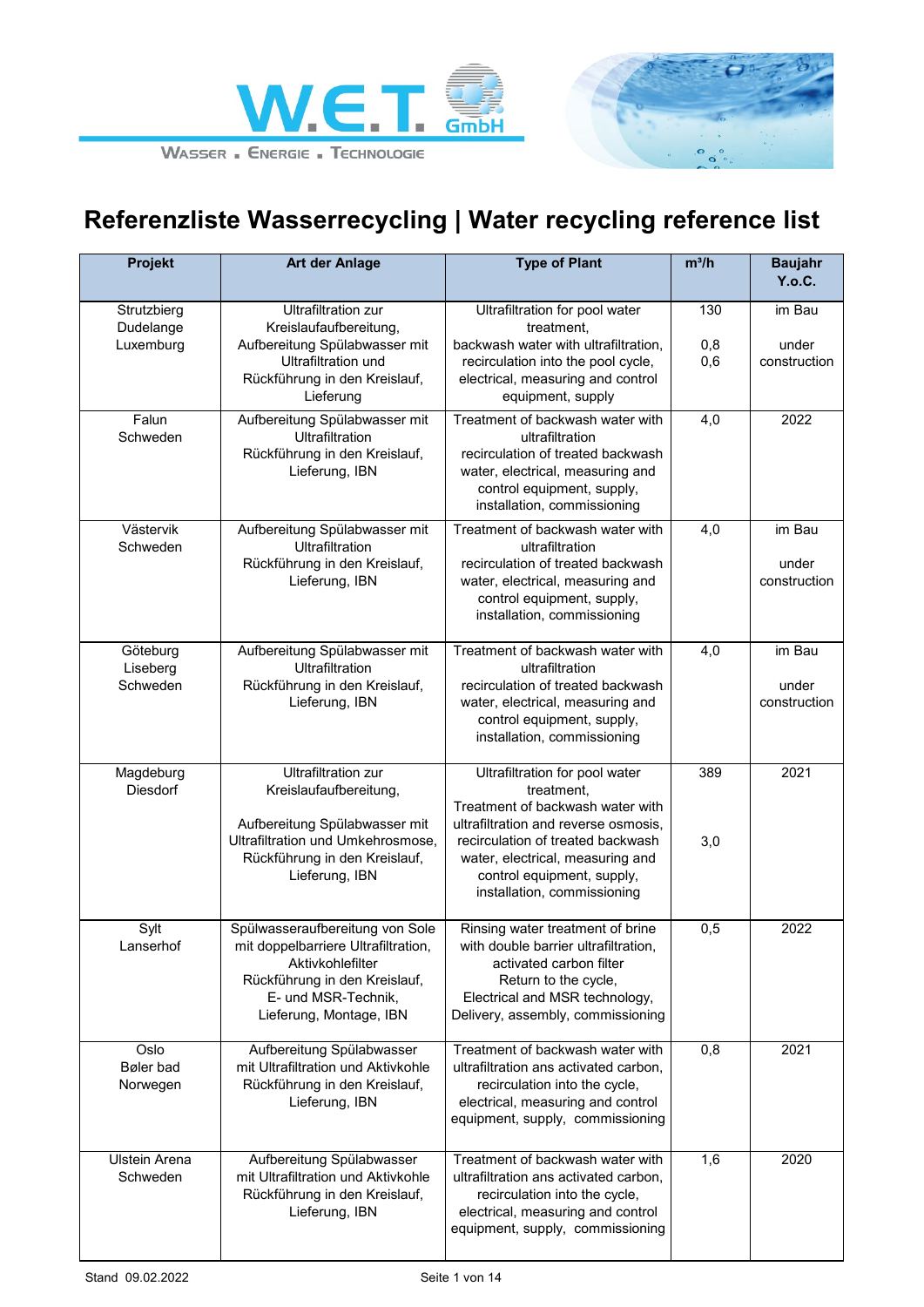W.E.T. GmbH

Wasser . Energie . Technologie

# Referenzliste Wasserrecycling | Water recycling reference list

| Projekt | Art der Anlage | Type of Plant | m³/h | Baujahr Y.o.C. |
|---|---|---|---|---|
| Strutzbierg Dudelange Luxemburg | Ultrafiltration zur Kreislaufaufbereitung, Aufbereitung Spülabwasser mit Ultrafiltration und Rückführung in den Kreislauf, Lieferung | Ultrafiltration for pool water treatment, backwash water with ultrafiltration, recirculation into the pool cycle, electrical, measuring and control equipment, supply | 130<br><br>0,8<br>0,6 | im Bau<br><br>under construction |
| Falun Schweden | Aufbereitung Spülabwasser mit Ultrafiltration Rückführung in den Kreislauf, Lieferung, IBN | Treatment of backwash water with ultrafiltration recirculation of treated backwash water, electrical, measuring and control equipment, supply, installation, commissioning | 4,0 | 2022 |
| Västervik Schweden | Aufbereitung Spülabwasser mit Ultrafiltration Rückführung in den Kreislauf, Lieferung, IBN | Treatment of backwash water with ultrafiltration recirculation of treated backwash water, electrical, measuring and control equipment, supply, installation, commissioning | 4,0 | im Bau<br><br>under construction |
| Göteburg Liseberg Schweden | Aufbereitung Spülabwasser mit Ultrafiltration Rückführung in den Kreislauf, Lieferung, IBN | Treatment of backwash water with ultrafiltration recirculation of treated backwash water, electrical, measuring and control equipment, supply, installation, commissioning | 4,0 | im Bau<br><br>under construction |
| Magdeburg Diesdorf | Ultrafiltration zur Kreislaufaufbereitung,<br><br>Aufbereitung Spülabwasser mit Ultrafiltration und Umkehrosmose, Rückführung in den Kreislauf, Lieferung, IBN | Ultrafiltration for pool water treatment, Treatment of backwash water with ultrafiltration and reverse osmosis, recirculation of treated backwash water, electrical, measuring and control equipment, supply, installation, commissioning | 389<br><br><br>3,0 | 2021 |
| Sylt Lanserhof | Spülwasseraufbereitung von Sole mit doppelbarriere Ultrafiltration, Aktivkohlefilter Rückführung in den Kreislauf, E- und MSR-Technik, Lieferung, Montage, IBN | Rinsing water treatment of brine with double barrier ultrafiltration, activated carbon filter Return to the cycle, Electrical and MSR technology, Delivery, assembly, commissioning | 0,5 | 2022 |
| Oslo Bøler bad Norwegen | Aufbereitung Spülabwasser mit Ultrafiltration und Aktivkohle Rückführung in den Kreislauf, Lieferung, IBN | Treatment of backwash water with ultrafiltration ans activated carbon, recirculation into the cycle, electrical, measuring and control equipment, supply, commissioning | 0,8 | 2021 |
| Ulstein Arena Schweden | Aufbereitung Spülabwasser mit Ultrafiltration und Aktivkohle Rückführung in den Kreislauf, Lieferung, IBN | Treatment of backwash water with ultrafiltration ans activated carbon, recirculation into the cycle, electrical, measuring and control equipment, supply, commissioning | 1,6 | 2020 |

Stand 09.02.2022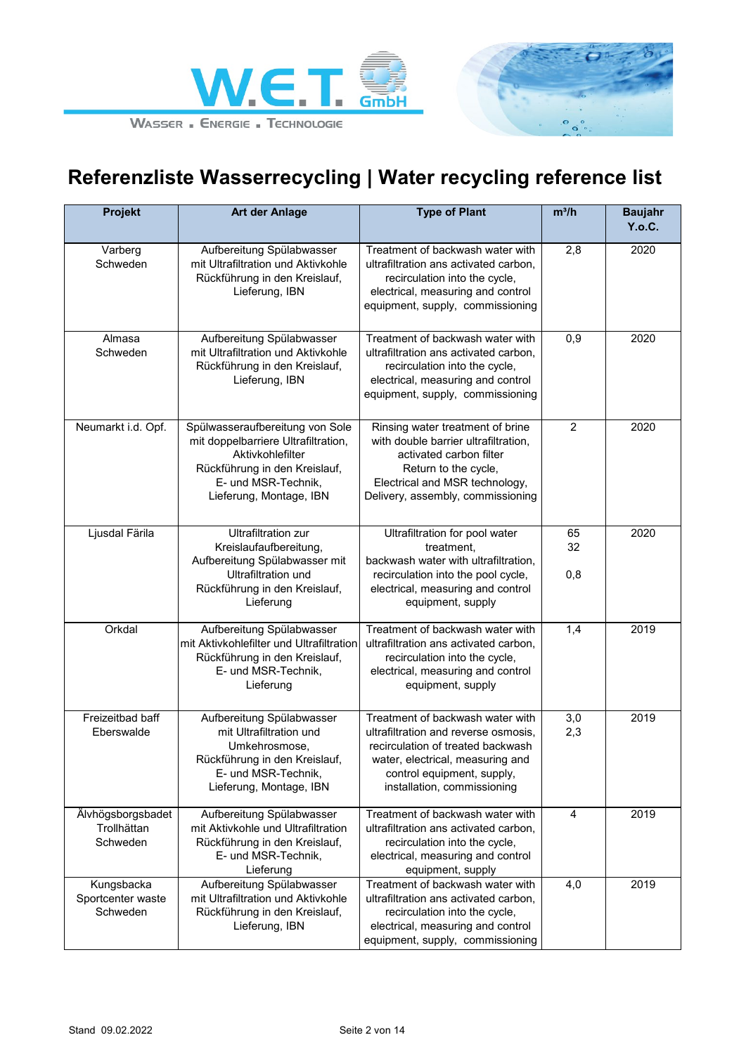W.E.T. GmbH

WASSER . ENERGIE . TECHNOLOGIE

# Referenzliste Wasserrecycling | Water recycling reference list

| Projekt | Art der Anlage | Type of Plant | m³/h | Baujahr Y.o.C. |
|---|---|---|---|---|
| Varberg Schweden | Aufbereitung Spülabwasser mit Ultrafiltration und Aktivkohle Rückführung in den Kreislauf, Lieferung, IBN | Treatment of backwash water with ultrafiltration ans activated carbon, recirculation into the cycle, electrical, measuring and control equipment, supply, commissioning | 2,8 | 2020 |
| Almasa Schweden | Aufbereitung Spülabwasser mit Ultrafiltration und Aktivkohle Rückführung in den Kreislauf, Lieferung, IBN | Treatment of backwash water with ultrafiltration ans activated carbon, recirculation into the cycle, electrical, measuring and control equipment, supply, commissioning | 0,9 | 2020 |
| Neumarkt i.d. Opf. | Spülwasseraufbereitung von Sole mit doppelbarriere Ultrafiltration, Aktivkohlefilter Rückführung in den Kreislauf, E- und MSR-Technik, Lieferung, Montage, IBN | Rinsing water treatment of brine with double barrier ultrafiltration, activated carbon filter Return to the cycle, Electrical and MSR technology, Delivery, assembly, commissioning | 2 | 2020 |
| Ljusdal Färila | Ultrafiltration zur Kreislaufaufbereitung, Aufbereitung Spülabwasser mit Ultrafiltration und Rückführung in den Kreislauf, Lieferung | Ultrafiltration for pool water treatment, backwash water with ultrafiltration, recirculation into the pool cycle, electrical, measuring and control equipment, supply | 65<br>32<br><br>0,8 | 2020 |
| Orkdal | Aufbereitung Spülabwasser mit Aktivkohlefilter und Ultrafiltration Rückführung in den Kreislauf, E- und MSR-Technik, Lieferung | Treatment of backwash water with ultrafiltration ans activated carbon, recirculation into the cycle, electrical, measuring and control equipment, supply | 1,4 | 2019 |
| Freizeitbad baff Eberswalde | Aufbereitung Spülabwasser mit Ultrafiltration und Umkehrosmose, Rückführung in den Kreislauf, E- und MSR-Technik, Lieferung, Montage, IBN | Treatment of backwash water with ultrafiltration and reverse osmosis, recirculation of treated backwash water, electrical, measuring and control equipment, supply, installation, commissioning | 3,0<br>2,3 | 2019 |
| Älvhögsborgsbadet Trollhättan Schweden | Aufbereitung Spülabwasser mit Aktivkohle und Ultrafiltration Rückführung in den Kreislauf, E- und MSR-Technik, Lieferung | Treatment of backwash water with ultrafiltration ans activated carbon, recirculation into the cycle, electrical, measuring and control equipment, supply | 4 | 2019 |
| Kungsbacka Sportcenter waste Schweden | Aufbereitung Spülabwasser mit Ultrafiltration und Aktivkohle Rückführung in den Kreislauf, Lieferung, IBN | Treatment of backwash water with ultrafiltration ans activated carbon, recirculation into the cycle, electrical, measuring and control equipment, supply, commissioning | 4,0 | 2019 |

Stand 09.02.2022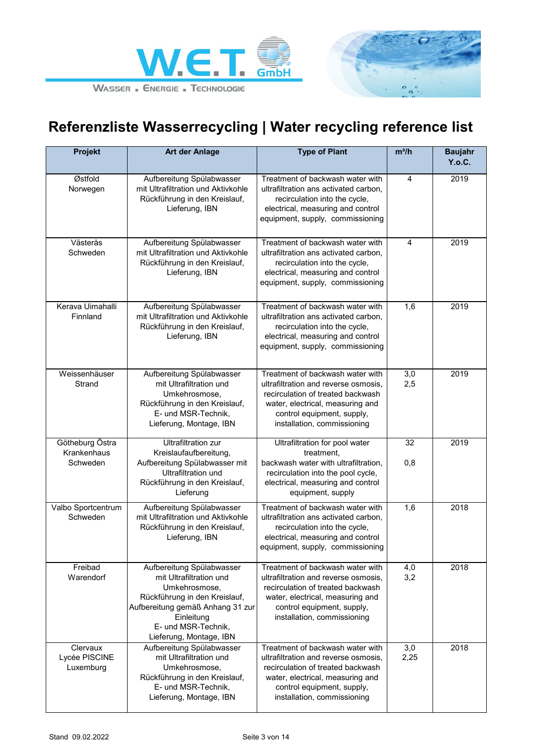W.E.T. GmbH
WASSER . ENERGIE . TECHNOLOGIE

# Referenzliste Wasserrecycling | Water recycling reference list

| Projekt | Art der Anlage | Type of Plant | m³/h | Baujahr Y.o.C. |
|---|---|---|---|---|
| Østfold Norwegen | Aufbereitung Spülabwasser mit Ultrafiltration und Aktivkohle Rückführung in den Kreislauf, Lieferung, IBN | Treatment of backwash water with ultrafiltration ans activated carbon, recirculation into the cycle, electrical, measuring and control equipment, supply, commissioning | 4 | 2019 |
| Västerås Schweden | Aufbereitung Spülabwasser mit Ultrafiltration und Aktivkohle Rückführung in den Kreislauf, Lieferung, IBN | Treatment of backwash water with ultrafiltration ans activated carbon, recirculation into the cycle, electrical, measuring and control equipment, supply, commissioning | 4 | 2019 |
| Kerava Uimahalli Finnland | Aufbereitung Spülabwasser mit Ultrafiltration und Aktivkohle Rückführung in den Kreislauf, Lieferung, IBN | Treatment of backwash water with ultrafiltration ans activated carbon, recirculation into the cycle, electrical, measuring and control equipment, supply, commissioning | 1,6 | 2019 |
| Weissenhäuser Strand | Aufbereitung Spülabwasser mit Ultrafiltration und Umkehrosmose, Rückführung in den Kreislauf, E- und MSR-Technik, Lieferung, Montage, IBN | Treatment of backwash water with ultrafiltration and reverse osmosis, recirculation of treated backwash water, electrical, measuring and control equipment, supply, installation, commissioning | 3,0<br>2,5 | 2019 |
| Götheburg Östra Krankenhaus Schweden | Ultrafiltration zur Kreislaufaufbereitung, Aufbereitung Spülabwasser mit Ultrafiltration und Rückführung in den Kreislauf, Lieferung | Ultrafiltration for pool water treatment, backwash water with ultrafiltration, recirculation into the pool cycle, electrical, measuring and control equipment, supply | 32<br><br>0,8 | 2019 |
| Valbo Sportcentrum Schweden | Aufbereitung Spülabwasser mit Ultrafiltration und Aktivkohle Rückführung in den Kreislauf, Lieferung, IBN | Treatment of backwash water with ultrafiltration ans activated carbon, recirculation into the cycle, electrical, measuring and control equipment, supply, commissioning | 1,6 | 2018 |
| Freibad Warendorf | Aufbereitung Spülabwasser mit Ultrafiltration und Umkehrosmose, Rückführung in den Kreislauf, Aufbereitung gemäß Anhang 31 zur Einleitung E- und MSR-Technik, Lieferung, Montage, IBN | Treatment of backwash water with ultrafiltration and reverse osmosis, recirculation of treated backwash water, electrical, measuring and control equipment, supply, installation, commissioning | 4,0<br>3,2 | 2018 |
| Clervaux Lycée PISCINE Luxemburg | Aufbereitung Spülabwasser mit Ultrafiltration und Umkehrosmose, Rückführung in den Kreislauf, E- und MSR-Technik, Lieferung, Montage, IBN | Treatment of backwash water with ultrafiltration and reverse osmosis, recirculation of treated backwash water, electrical, measuring and control equipment, supply, installation, commissioning | 3,0<br>2,25 | 2018 |

Stand 09.02.2022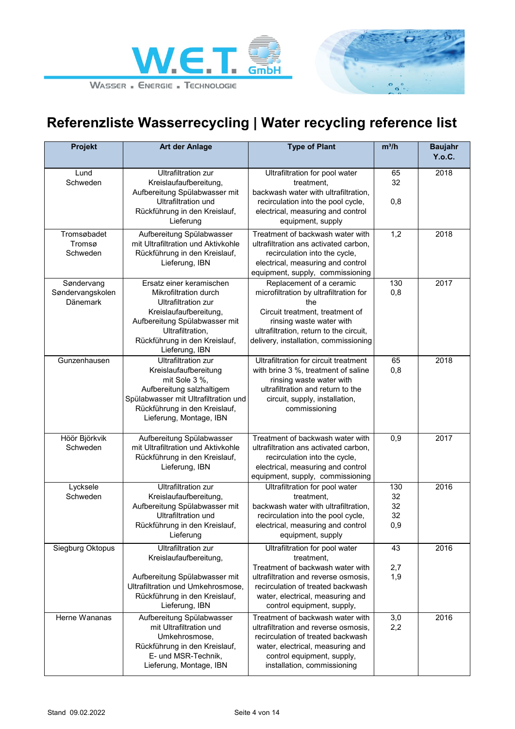W.E.T. GmbH

WASSER ▪ ENERGIE ▪ TECHNOLOGIE

# Referenzliste Wasserrecycling | Water recycling reference list

| Projekt | Art der Anlage | Type of Plant | m³/h | Baujahr Y.o.C. |
|---|---|---|---|---|
| Lund Schweden | Ultrafiltration zur Kreislaufaufbereitung, Aufbereitung Spülabwasser mit Ultrafiltration und Rückführung in den Kreislauf, Lieferung | Ultrafiltration for pool water treatment, backwash water with ultrafiltration, recirculation into the pool cycle, electrical, measuring and control equipment, supply | 65<br>32<br><br>0,8 | 2018 |
| Tromsøbadet Tromsø Schweden | Aufbereitung Spülabwasser mit Ultrafiltration und Aktivkohle Rückführung in den Kreislauf, Lieferung, IBN | Treatment of backwash water with ultrafiltration ans activated carbon, recirculation into the cycle, electrical, measuring and control equipment, supply, commissioning | 1,2 | 2018 |
| Søndervang Søndervangskolen Dänemark | Ersatz einer keramischen Mikrofiltration durch Ultrafiltration zur Kreislaufaufbereitung, Aufbereitung Spülabwasser mit Ultrafiltration, Rückführung in den Kreislauf, Lieferung, IBN | Replacement of a ceramic microfiltration by ultrafiltration for the Circuit treatment, treatment of rinsing waste water with ultrafiltration, return to the circuit, delivery, installation, commissioning | 130<br>0,8 | 2017 |
| Gunzenhausen | Ultrafiltration zur Kreislaufaufbereitung mit Sole 3 %, Aufbereitung salzhaltigem Spülabwasser mit Ultrafiltration und Rückführung in den Kreislauf, Lieferung, Montage, IBN | Ultrafiltration for circuit treatment with brine 3 %, treatment of saline rinsing waste water with ultrafiltration and return to the circuit, supply, installation, commissioning | 65<br>0,8 | 2018 |
| Höör Björkvik Schweden | Aufbereitung Spülabwasser mit Ultrafiltration und Aktivkohle Rückführung in den Kreislauf, Lieferung, IBN | Treatment of backwash water with ultrafiltration ans activated carbon, recirculation into the cycle, electrical, measuring and control equipment, supply, commissioning | 0,9 | 2017 |
| Lycksele Schweden | Ultrafiltration zur Kreislaufaufbereitung, Aufbereitung Spülabwasser mit Ultrafiltration und Rückführung in den Kreislauf, Lieferung | Ultrafiltration for pool water treatment, backwash water with ultrafiltration, recirculation into the pool cycle, electrical, measuring and control equipment, supply | 130<br>32<br>32<br>32<br>0,9 | 2016 |
| Siegburg Oktopus | Ultrafiltration zur Kreislaufaufbereitung,<br><br>Aufbereitung Spülabwasser mit Ultrafiltration und Umkehrosmose, Rückführung in den Kreislauf, Lieferung, IBN | Ultrafiltration for pool water treatment, Treatment of backwash water with ultrafiltration and reverse osmosis, recirculation of treated backwash water, electrical, measuring and control equipment, supply, | 43<br><br>2,7<br>1,9 | 2016 |
| Herne Wananas | Aufbereitung Spülabwasser mit Ultrafiltration und Umkehrosmose, Rückführung in den Kreislauf, E- und MSR-Technik, Lieferung, Montage, IBN | Treatment of backwash water with ultrafiltration and reverse osmosis, recirculation of treated backwash water, electrical, measuring and control equipment, supply, installation, commissioning | 3,0<br>2,2 | 2016 |

Stand 09.02.2022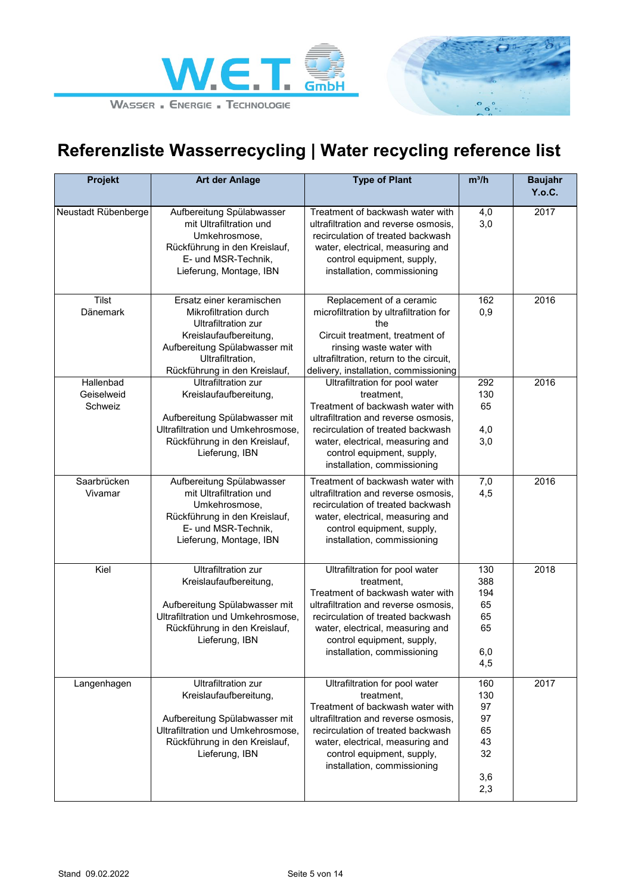# Referenzliste Wasserrecycling | Water recycling reference list

| Projekt | Art der Anlage | Type of Plant | m³/h | Baujahr Y.o.C. |
|---|---|---|---|---|
| Neustadt Rübenberge | Aufbereitung Spülabwasser mit Ultrafiltration und Umkehrosmose, Rückführung in den Kreislauf, E- und MSR-Technik, Lieferung, Montage, IBN | Treatment of backwash water with ultrafiltration and reverse osmosis, recirculation of treated backwash water, electrical, measuring and control equipment, supply, installation, commissioning | 4,0<br>3,0 | 2017 |
| Tilst Dänemark | Ersatz einer keramischen Mikrofiltration durch Ultrafiltration zur Kreislaufaufbereitung, Aufbereitung Spülabwasser mit Ultrafiltration, Rückführung in den Kreislauf, | Replacement of a ceramic microfiltration by ultrafiltration for the Circuit treatment, treatment of rinsing waste water with ultrafiltration, return to the circuit, delivery, installation, commissioning | 162<br>0,9 | 2016 |
| Hallenbad Geiselweid Schweiz | Ultrafiltration zur Kreislaufaufbereitung,<br><br>Aufbereitung Spülabwasser mit Ultrafiltration und Umkehrosmose, Rückführung in den Kreislauf, Lieferung, IBN | Ultrafiltration for pool water treatment, Treatment of backwash water with ultrafiltration and reverse osmosis, recirculation of treated backwash water, electrical, measuring and control equipment, supply, installation, commissioning | 292<br>130<br>65<br><br>4,0<br>3,0 | 2016 |
| Saarbrücken Vivamar | Aufbereitung Spülabwasser mit Ultrafiltration und Umkehrosmose, Rückführung in den Kreislauf, E- und MSR-Technik, Lieferung, Montage, IBN | Treatment of backwash water with ultrafiltration and reverse osmosis, recirculation of treated backwash water, electrical, measuring and control equipment, supply, installation, commissioning | 7,0<br>4,5 | 2016 |
| Kiel | Ultrafiltration zur Kreislaufaufbereitung,<br><br>Aufbereitung Spülabwasser mit Ultrafiltration und Umkehrosmose, Rückführung in den Kreislauf, Lieferung, IBN | Ultrafiltration for pool water treatment, Treatment of backwash water with ultrafiltration and reverse osmosis, recirculation of treated backwash water, electrical, measuring and control equipment, supply, installation, commissioning | 130<br>388<br>194<br>65<br>65<br>65<br><br>6,0<br>4,5 | 2018 |
| Langenhagen | Ultrafiltration zur Kreislaufaufbereitung,<br><br>Aufbereitung Spülabwasser mit Ultrafiltration und Umkehrosmose, Rückführung in den Kreislauf, Lieferung, IBN | Ultrafiltration for pool water treatment, Treatment of backwash water with ultrafiltration and reverse osmosis, recirculation of treated backwash water, electrical, measuring and control equipment, supply, installation, commissioning | 160<br>130<br>97<br>97<br>65<br>43<br>32<br><br>3,6<br>2,3 | 2017 |

Stand 09.02.2022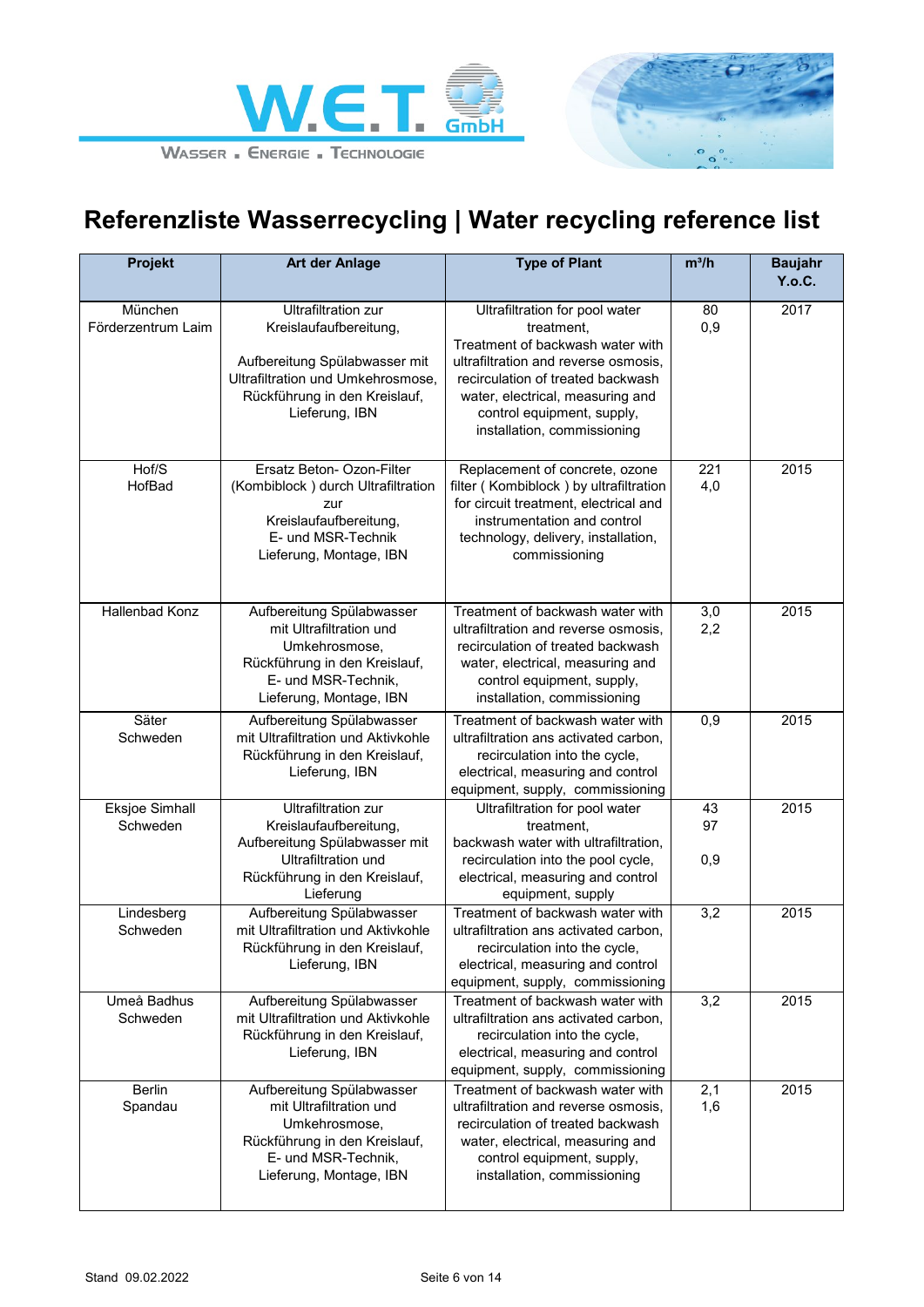# Referenzliste Wasserrecycling | Water recycling reference list

| Projekt | Art der Anlage | Type of Plant | m³/h | Baujahr Y.o.C. |
|---|---|---|---|---|
| München Förderzentrum Laim | Ultrafiltration zur Kreislaufaufbereitung, <br><br> Aufbereitung Spülabwasser mit Ultrafiltration und Umkehrosmose, Rückführung in den Kreislauf, Lieferung, IBN | Ultrafiltration for pool water treatment, <br> Treatment of backwash water with ultrafiltration and reverse osmosis, recirculation of treated backwash water, electrical, measuring and control equipment, supply, installation, commissioning | 80 <br> 0,9 | 2017 |
| Hof/S HofBad | Ersatz Beton- Ozon-Filter (Kombiblock ) durch Ultrafiltration zur Kreislaufaufbereitung, E- und MSR-Technik Lieferung, Montage, IBN | Replacement of concrete, ozone filter ( Kombiblock ) by ultrafiltration for circuit treatment, electrical and instrumentation and control technology, delivery, installation, commissioning | 221 <br> 4,0 | 2015 |
| Hallenbad Konz | Aufbereitung Spülabwasser mit Ultrafiltration und Umkehrosmose, Rückführung in den Kreislauf, E- und MSR-Technik, Lieferung, Montage, IBN | Treatment of backwash water with ultrafiltration and reverse osmosis, recirculation of treated backwash water, electrical, measuring and control equipment, supply, installation, commissioning | 3,0 <br> 2,2 | 2015 |
| Säter Schweden | Aufbereitung Spülabwasser mit Ultrafiltration und Aktivkohle Rückführung in den Kreislauf, Lieferung, IBN | Treatment of backwash water with ultrafiltration ans activated carbon, recirculation into the cycle, electrical, measuring and control equipment, supply, commissioning | 0,9 | 2015 |
| Eksjoe Simhall Schweden | Ultrafiltration zur Kreislaufaufbereitung, Aufbereitung Spülabwasser mit Ultrafiltration und Rückführung in den Kreislauf, Lieferung | Ultrafiltration for pool water treatment, backwash water with ultrafiltration, recirculation into the pool cycle, electrical, measuring and control equipment, supply | 43 <br> 97 <br><br> 0,9 | 2015 |
| Lindesberg Schweden | Aufbereitung Spülabwasser mit Ultrafiltration und Aktivkohle Rückführung in den Kreislauf, Lieferung, IBN | Treatment of backwash water with ultrafiltration ans activated carbon, recirculation into the cycle, electrical, measuring and control equipment, supply, commissioning | 3,2 | 2015 |
| Umeå Badhus Schweden | Aufbereitung Spülabwasser mit Ultrafiltration und Aktivkohle Rückführung in den Kreislauf, Lieferung, IBN | Treatment of backwash water with ultrafiltration ans activated carbon, recirculation into the cycle, electrical, measuring and control equipment, supply, commissioning | 3,2 | 2015 |
| Berlin Spandau | Aufbereitung Spülabwasser mit Ultrafiltration und Umkehrosmose, Rückführung in den Kreislauf, E- und MSR-Technik, Lieferung, Montage, IBN | Treatment of backwash water with ultrafiltration and reverse osmosis, recirculation of treated backwash water, electrical, measuring and control equipment, supply, installation, commissioning | 2,1 <br> 1,6 | 2015 |

Stand 09.02.2022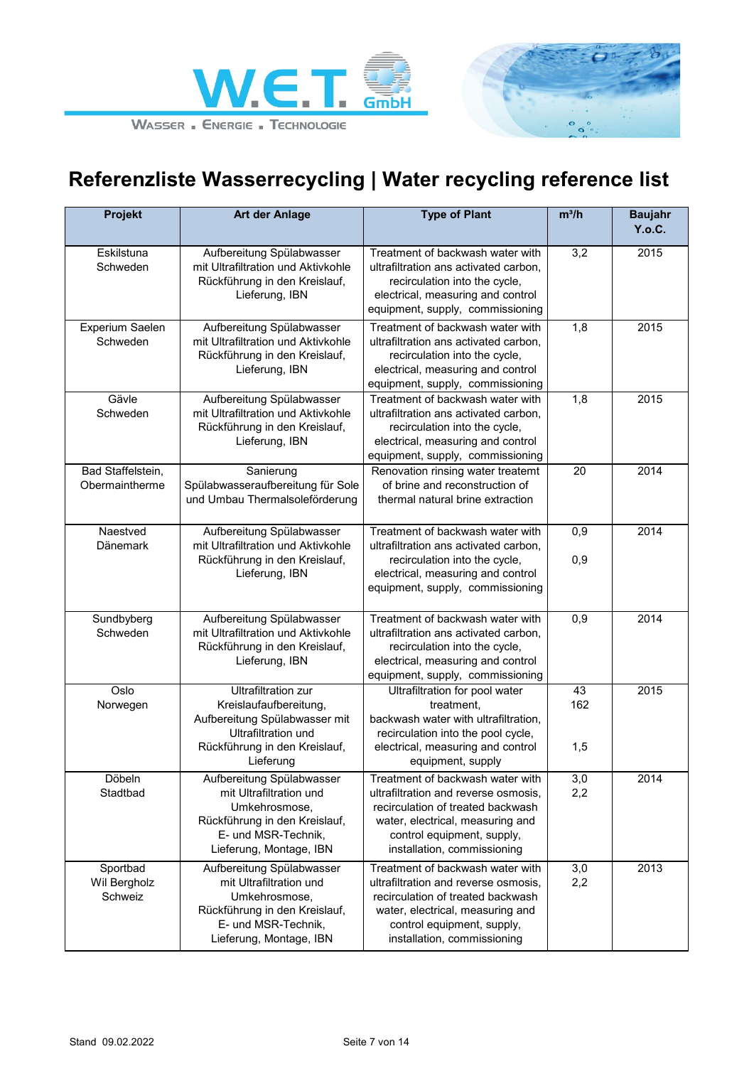W.E.T. GmbH

WASSER . ENERGIE . TECHNOLOGIE

# Referenzliste Wasserrecycling | Water recycling reference list

| Projekt | Art der Anlage | Type of Plant | m³/h | Baujahr Y.o.C. |
|---|---|---|---|---|
| Eskilstuna Schweden | Aufbereitung Spülabwasser mit Ultrafiltration und Aktivkohle Rückführung in den Kreislauf, Lieferung, IBN | Treatment of backwash water with ultrafiltration ans activated carbon, recirculation into the cycle, electrical, measuring and control equipment, supply, commissioning | 3,2 | 2015 |
| Experium Saelen Schweden | Aufbereitung Spülabwasser mit Ultrafiltration und Aktivkohle Rückführung in den Kreislauf, Lieferung, IBN | Treatment of backwash water with ultrafiltration ans activated carbon, recirculation into the cycle, electrical, measuring and control equipment, supply, commissioning | 1,8 | 2015 |
| Gävle Schweden | Aufbereitung Spülabwasser mit Ultrafiltration und Aktivkohle Rückführung in den Kreislauf, Lieferung, IBN | Treatment of backwash water with ultrafiltration ans activated carbon, recirculation into the cycle, electrical, measuring and control equipment, supply, commissioning | 1,8 | 2015 |
| Bad Staffelstein, Obermaintherme | Sanierung Spülabwasseraufbereitung für Sole und Umbau Thermalsoleförderung | Renovation rinsing water treatemt of brine and reconstruction of thermal natural brine extraction | 20 | 2014 |
| Naestved Dänemark | Aufbereitung Spülabwasser mit Ultrafiltration und Aktivkohle Rückführung in den Kreislauf, Lieferung, IBN | Treatment of backwash water with ultrafiltration ans activated carbon, recirculation into the cycle, electrical, measuring and control equipment, supply, commissioning | 0,9<br>0,9 | 2014 |
| Sundbyberg Schweden | Aufbereitung Spülabwasser mit Ultrafiltration und Aktivkohle Rückführung in den Kreislauf, Lieferung, IBN | Treatment of backwash water with ultrafiltration ans activated carbon, recirculation into the cycle, electrical, measuring and control equipment, supply, commissioning | 0,9 | 2014 |
| Oslo Norwegen | Ultrafiltration zur Kreislaufaufbereitung, Aufbereitung Spülabwasser mit Ultrafiltration und Rückführung in den Kreislauf, Lieferung | Ultrafiltration for pool water treatment, backwash water with ultrafiltration, recirculation into the pool cycle, electrical, measuring and control equipment, supply | 43<br>162<br>1,5 | 2015 |
| Döbeln Stadtbad | Aufbereitung Spülabwasser mit Ultrafiltration und Umkehrosmose, Rückführung in den Kreislauf, E- und MSR-Technik, Lieferung, Montage, IBN | Treatment of backwash water with ultrafiltration and reverse osmosis, recirculation of treated backwash water, electrical, measuring and control equipment, supply, installation, commissioning | 3,0<br>2,2 | 2014 |
| Sportbad Wil Bergholz Schweiz | Aufbereitung Spülabwasser mit Ultrafiltration und Umkehrosmose, Rückführung in den Kreislauf, E- und MSR-Technik, Lieferung, Montage, IBN | Treatment of backwash water with ultrafiltration and reverse osmosis, recirculation of treated backwash water, electrical, measuring and control equipment, supply, installation, commissioning | 3,0<br>2,2 | 2013 |

Stand 09.02.2022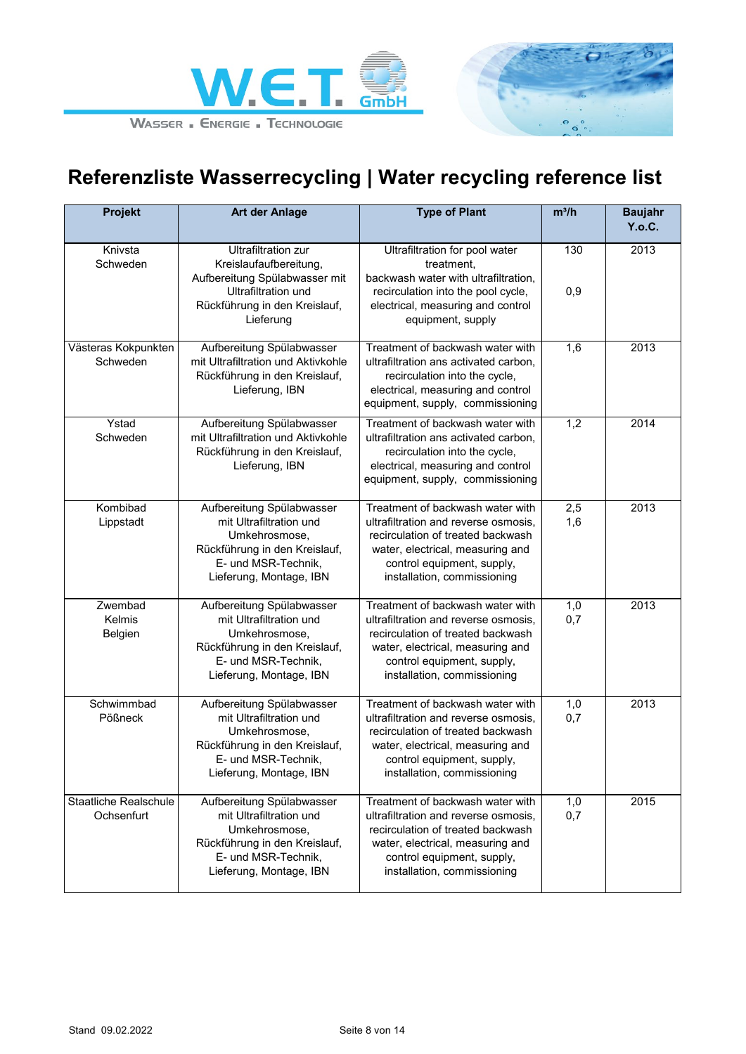W.E.T. GmbH

Wasser . Energie . Technologie

# Referenzliste Wasserrecycling | Water recycling reference list

| Projekt | Art der Anlage | Type of Plant | m³/h | Baujahr Y.o.C. |
|---|---|---|---|---|
| Knivsta Schweden | Ultrafiltration zur Kreislaufaufbereitung, Aufbereitung Spülabwasser mit Ultrafiltration und Rückführung in den Kreislauf, Lieferung | Ultrafiltration for pool water treatment, backwash water with ultrafiltration, recirculation into the pool cycle, electrical, measuring and control equipment, supply | 130<br>0,9 | 2013 |
| Västeras Kokpunkten Schweden | Aufbereitung Spülabwasser mit Ultrafiltration und Aktivkohle Rückführung in den Kreislauf, Lieferung, IBN | Treatment of backwash water with ultrafiltration ans activated carbon, recirculation into the cycle, electrical, measuring and control equipment, supply, commissioning | 1,6 | 2013 |
| Ystad Schweden | Aufbereitung Spülabwasser mit Ultrafiltration und Aktivkohle Rückführung in den Kreislauf, Lieferung, IBN | Treatment of backwash water with ultrafiltration ans activated carbon, recirculation into the cycle, electrical, measuring and control equipment, supply, commissioning | 1,2 | 2014 |
| Kombibad Lippstadt | Aufbereitung Spülabwasser mit Ultrafiltration und Umkehrosmose, Rückführung in den Kreislauf, E- und MSR-Technik, Lieferung, Montage, IBN | Treatment of backwash water with ultrafiltration and reverse osmosis, recirculation of treated backwash water, electrical, measuring and control equipment, supply, installation, commissioning | 2,5<br>1,6 | 2013 |
| Zwembad Kelmis Belgien | Aufbereitung Spülabwasser mit Ultrafiltration und Umkehrosmose, Rückführung in den Kreislauf, E- und MSR-Technik, Lieferung, Montage, IBN | Treatment of backwash water with ultrafiltration and reverse osmosis, recirculation of treated backwash water, electrical, measuring and control equipment, supply, installation, commissioning | 1,0<br>0,7 | 2013 |
| Schwimmbad Pößneck | Aufbereitung Spülabwasser mit Ultrafiltration und Umkehrosmose, Rückführung in den Kreislauf, E- und MSR-Technik, Lieferung, Montage, IBN | Treatment of backwash water with ultrafiltration and reverse osmosis, recirculation of treated backwash water, electrical, measuring and control equipment, supply, installation, commissioning | 1,0<br>0,7 | 2013 |
| Staatliche Realschule Ochsenfurt | Aufbereitung Spülabwasser mit Ultrafiltration und Umkehrosmose, Rückführung in den Kreislauf, E- und MSR-Technik, Lieferung, Montage, IBN | Treatment of backwash water with ultrafiltration and reverse osmosis, recirculation of treated backwash water, electrical, measuring and control equipment, supply, installation, commissioning | 1,0<br>0,7 | 2015 |

Stand 09.02.2022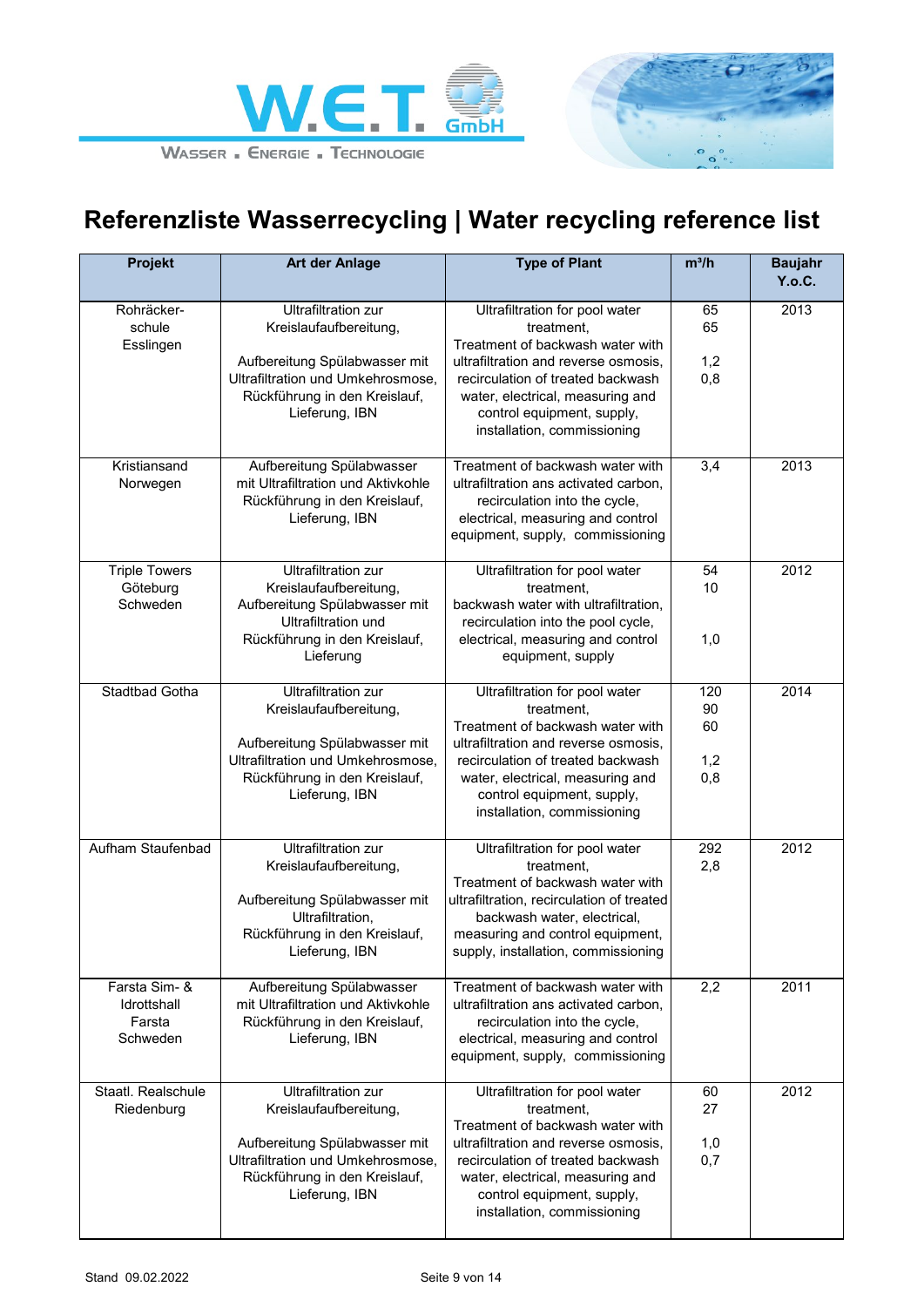# Referenzliste Wasserrecycling | Water recycling reference list

| Projekt | Art der Anlage | Type of Plant | m³/h | Baujahr Y.o.C. |
|---|---|---|---|---|
| Rohräcker-schule Esslingen | Ultrafiltration zur Kreislaufaufbereitung,<br><br>Aufbereitung Spülabwasser mit Ultrafiltration und Umkehrosmose, Rückführung in den Kreislauf, Lieferung, IBN | Ultrafiltration for pool water treatment,<br>Treatment of backwash water with ultrafiltration and reverse osmosis, recirculation of treated backwash water, electrical, measuring and control equipment, supply, installation, commissioning | 65<br>65<br><br>1,2<br>0,8 | 2013 |
| Kristiansand Norwegen | Aufbereitung Spülabwasser mit Ultrafiltration und Aktivkohle Rückführung in den Kreislauf, Lieferung, IBN | Treatment of backwash water with ultrafiltration ans activated carbon, recirculation into the cycle, electrical, measuring and control equipment, supply, commissioning | 3,4 | 2013 |
| Triple Towers Göteburg Schweden | Ultrafiltration zur Kreislaufaufbereitung, Aufbereitung Spülabwasser mit Ultrafiltration und Rückführung in den Kreislauf, Lieferung | Ultrafiltration for pool water treatment,<br>backwash water with ultrafiltration, recirculation into the pool cycle, electrical, measuring and control equipment, supply | 54<br>10<br><br>1,0 | 2012 |
| Stadtbad Gotha | Ultrafiltration zur Kreislaufaufbereitung,<br><br>Aufbereitung Spülabwasser mit Ultrafiltration und Umkehrosmose, Rückführung in den Kreislauf, Lieferung, IBN | Ultrafiltration for pool water treatment,<br>Treatment of backwash water with ultrafiltration and reverse osmosis, recirculation of treated backwash water, electrical, measuring and control equipment, supply, installation, commissioning | 120<br>90<br>60<br><br>1,2<br>0,8 | 2014 |
| Aufham Staufenbad | Ultrafiltration zur Kreislaufaufbereitung,<br><br>Aufbereitung Spülabwasser mit Ultrafiltration, Rückführung in den Kreislauf, Lieferung, IBN | Ultrafiltration for pool water treatment,<br>Treatment of backwash water with ultrafiltration, recirculation of treated backwash water, electrical, measuring and control equipment, supply, installation, commissioning | 292<br>2,8 | 2012 |
| Farsta Sim- & Idrottshall Farsta Schweden | Aufbereitung Spülabwasser mit Ultrafiltration und Aktivkohle Rückführung in den Kreislauf, Lieferung, IBN | Treatment of backwash water with ultrafiltration ans activated carbon, recirculation into the cycle, electrical, measuring and control equipment, supply, commissioning | 2,2 | 2011 |
| Staatl. Realschule Riedenburg | Ultrafiltration zur Kreislaufaufbereitung,<br><br>Aufbereitung Spülabwasser mit Ultrafiltration und Umkehrosmose, Rückführung in den Kreislauf, Lieferung, IBN | Ultrafiltration for pool water treatment,<br>Treatment of backwash water with ultrafiltration and reverse osmosis, recirculation of treated backwash water, electrical, measuring and control equipment, supply, installation, commissioning | 60<br>27<br><br>1,0<br>0,7 | 2012 |

Stand 09.02.2022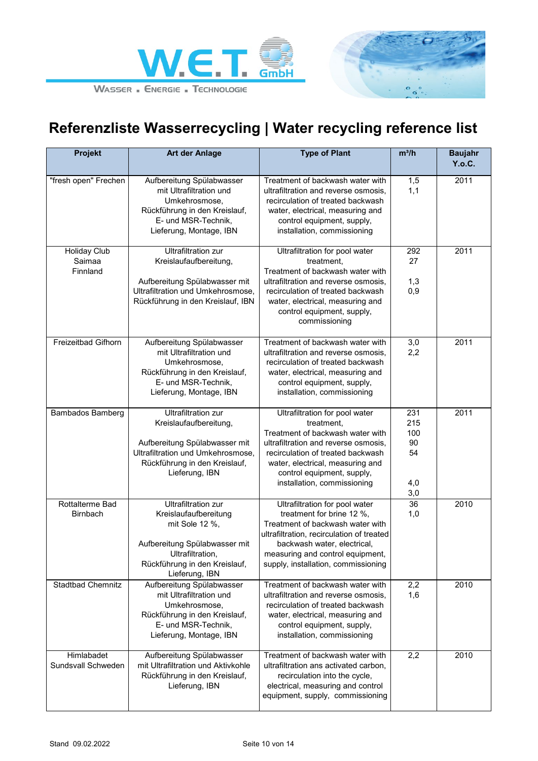# Referenzliste Wasserrecycling | Water recycling reference list

| Projekt | Art der Anlage | Type of Plant | m³/h | Baujahr Y.o.C. |
|---|---|---|---|---|
| "fresh open" Frechen | Aufbereitung Spülabwasser mit Ultrafiltration und Umkehrosmose, Rückführung in den Kreislauf, E- und MSR-Technik, Lieferung, Montage, IBN | Treatment of backwash water with ultrafiltration and reverse osmosis, recirculation of treated backwash water, electrical, measuring and control equipment, supply, installation, commissioning | 1,5<br>1,1 | 2011 |
| Holiday Club Saimaa Finnland | Ultrafiltration zur Kreislaufaufbereitung,<br><br>Aufbereitung Spülabwasser mit Ultrafiltration und Umkehrosmose, Rückführung in den Kreislauf, IBN | Ultrafiltration for pool water treatment,<br>Treatment of backwash water with ultrafiltration and reverse osmosis, recirculation of treated backwash water, electrical, measuring and control equipment, supply, commissioning | 292<br>27<br><br>1,3<br>0,9 | 2011 |
| Freizeitbad Gifhorn | Aufbereitung Spülabwasser mit Ultrafiltration und Umkehrosmose, Rückführung in den Kreislauf, E- und MSR-Technik, Lieferung, Montage, IBN | Treatment of backwash water with ultrafiltration and reverse osmosis, recirculation of treated backwash water, electrical, measuring and control equipment, supply, installation, commissioning | 3,0<br>2,2 | 2011 |
| Bambados Bamberg | Ultrafiltration zur Kreislaufaufbereitung,<br><br>Aufbereitung Spülabwasser mit Ultrafiltration und Umkehrosmose, Rückführung in den Kreislauf, Lieferung, IBN | Ultrafiltration for pool water treatment,<br>Treatment of backwash water with ultrafiltration and reverse osmosis, recirculation of treated backwash water, electrical, measuring and control equipment, supply, installation, commissioning | 231<br>215<br>100<br>90<br>54<br><br>4,0<br>3,0 | 2011 |
| Rottalterme Bad Birnbach | Ultrafiltration zur Kreislaufaufbereitung mit Sole 12 %,<br><br>Aufbereitung Spülabwasser mit Ultrafiltration, Rückführung in den Kreislauf, Lieferung, IBN | Ultrafiltration for pool water treatment for brine 12 %,<br>Treatment of backwash water with ultrafiltration, recirculation of treated backwash water, electrical, measuring and control equipment, supply, installation, commissioning | 36<br>1,0 | 2010 |
| Stadtbad Chemnitz | Aufbereitung Spülabwasser mit Ultrafiltration und Umkehrosmose, Rückführung in den Kreislauf, E- und MSR-Technik, Lieferung, Montage, IBN | Treatment of backwash water with ultrafiltration and reverse osmosis, recirculation of treated backwash water, electrical, measuring and control equipment, supply, installation, commissioning | 2,2<br>1,6 | 2010 |
| Himlabadet Sundsvall Schweden | Aufbereitung Spülabwasser mit Ultrafiltration und Aktivkohle Rückführung in den Kreislauf, Lieferung, IBN | Treatment of backwash water with ultrafiltration ans activated carbon, recirculation into the cycle, electrical, measuring and control equipment, supply, commissioning | 2,2 | 2010 |

Stand 09.02.2022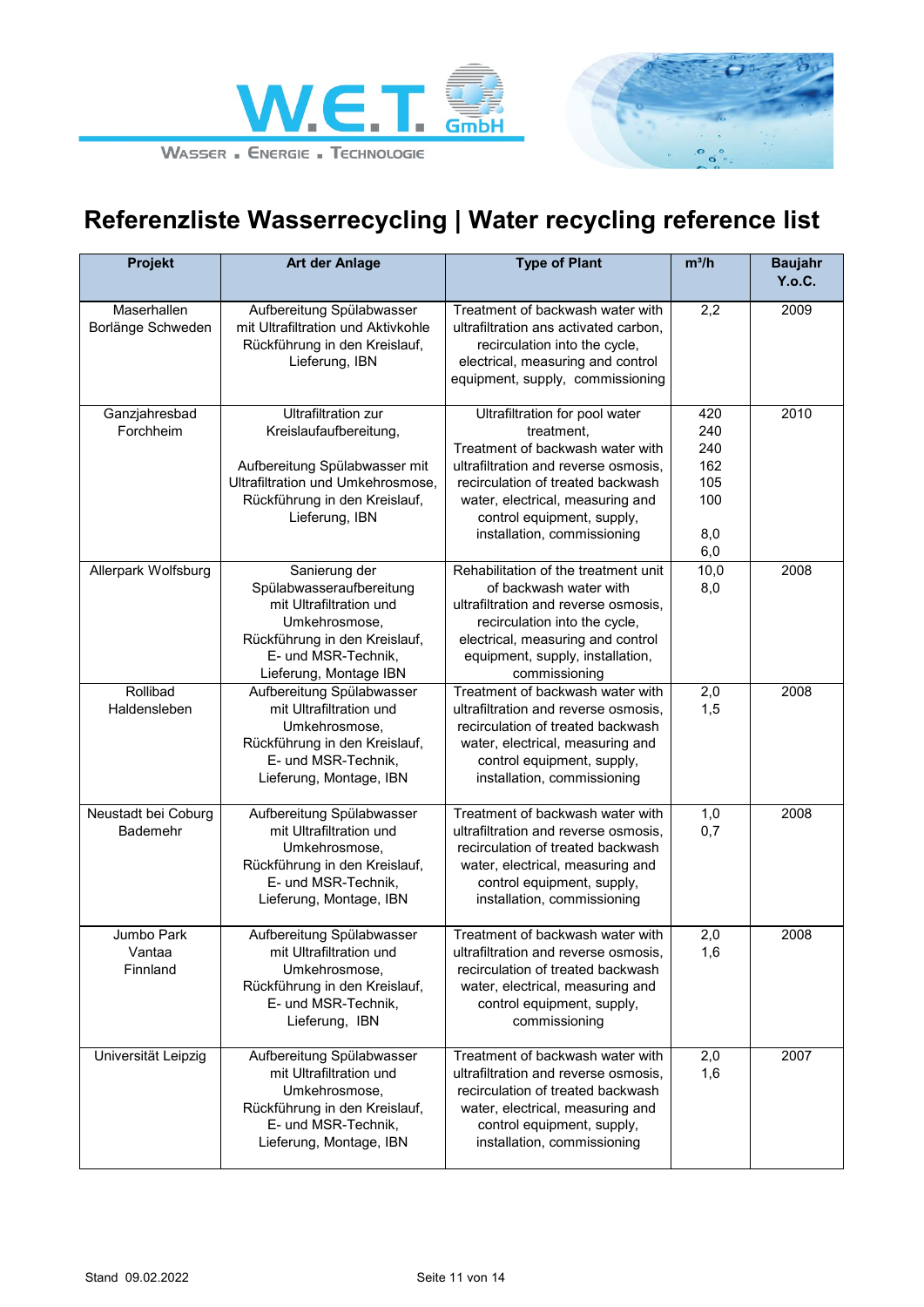# Referenzliste Wasserrecycling | Water recycling reference list

| Projekt | Art der Anlage | Type of Plant | m³/h | Baujahr Y.o.C. |
|---|---|---|---|---|
| Maserhallen Borlänge Schweden | Aufbereitung Spülabwasser mit Ultrafiltration und Aktivkohle Rückführung in den Kreislauf, Lieferung, IBN | Treatment of backwash water with ultrafiltration ans activated carbon, recirculation into the cycle, electrical, measuring and control equipment, supply, commissioning | 2,2 | 2009 |
| Ganzjahresbad Forchheim | Ultrafiltration zur Kreislaufaufbereitung, <br><br> Aufbereitung Spülabwasser mit Ultrafiltration und Umkehrosmose, Rückführung in den Kreislauf, Lieferung, IBN | Ultrafiltration for pool water treatment, Treatment of backwash water with ultrafiltration and reverse osmosis, recirculation of treated backwash water, electrical, measuring and control equipment, supply, installation, commissioning | 420<br>240<br>240<br>162<br>105<br>100<br><br>8,0<br>6,0 | 2010 |
| Allerpark Wolfsburg | Sanierung der Spülabwasseraufbereitung mit Ultrafiltration und Umkehrosmose, Rückführung in den Kreislauf, E- und MSR-Technik, Lieferung, Montage IBN | Rehabilitation of the treatment unit of backwash water with ultrafiltration and reverse osmosis, recirculation into the cycle, electrical, measuring and control equipment, supply, installation, commissioning | 10,0<br>8,0 | 2008 |
| Rollibad Haldensleben | Aufbereitung Spülabwasser mit Ultrafiltration und Umkehrosmose, Rückführung in den Kreislauf, E- und MSR-Technik, Lieferung, Montage, IBN | Treatment of backwash water with ultrafiltration and reverse osmosis, recirculation of treated backwash water, electrical, measuring and control equipment, supply, installation, commissioning | 2,0<br>1,5 | 2008 |
| Neustadt bei Coburg Bademehr | Aufbereitung Spülabwasser mit Ultrafiltration und Umkehrosmose, Rückführung in den Kreislauf, E- und MSR-Technik, Lieferung, Montage, IBN | Treatment of backwash water with ultrafiltration and reverse osmosis, recirculation of treated backwash water, electrical, measuring and control equipment, supply, installation, commissioning | 1,0<br>0,7 | 2008 |
| Jumbo Park Vantaa Finnland | Aufbereitung Spülabwasser mit Ultrafiltration und Umkehrosmose, Rückführung in den Kreislauf, E- und MSR-Technik, Lieferung, IBN | Treatment of backwash water with ultrafiltration and reverse osmosis, recirculation of treated backwash water, electrical, measuring and control equipment, supply, commissioning | 2,0<br>1,6 | 2008 |
| Universität Leipzig | Aufbereitung Spülabwasser mit Ultrafiltration und Umkehrosmose, Rückführung in den Kreislauf, E- und MSR-Technik, Lieferung, Montage, IBN | Treatment of backwash water with ultrafiltration and reverse osmosis, recirculation of treated backwash water, electrical, measuring and control equipment, supply, installation, commissioning | 2,0<br>1,6 | 2007 |

Stand 09.02.2022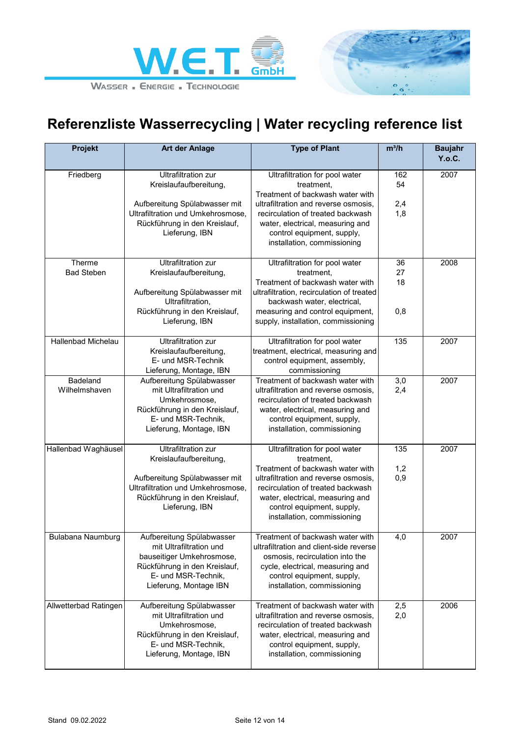W.E.T. GmbH

WASSER . ENERGIE . TECHNOLOGIE

# Referenzliste Wasserrecycling | Water recycling reference list

| Projekt | Art der Anlage | Type of Plant | m³/h | Baujahr Y.o.C. |
|---|---|---|---|---|
| Friedberg | Ultrafiltration zur Kreislaufaufbereitung,<br><br>Aufbereitung Spülabwasser mit Ultrafiltration und Umkehrosmose, Rückführung in den Kreislauf, Lieferung, IBN | Ultrafiltration for pool water treatment,<br>Treatment of backwash water with ultrafiltration and reverse osmosis, recirculation of treated backwash water, electrical, measuring and control equipment, supply, installation, commissioning | 162<br>54<br><br>2,4<br>1,8 | 2007 |
| Therme Bad Steben | Ultrafiltration zur Kreislaufaufbereitung,<br><br>Aufbereitung Spülabwasser mit Ultrafiltration, Rückführung in den Kreislauf, Lieferung, IBN | Ultrafiltration for pool water treatment,<br>Treatment of backwash water with ultrafiltration, recirculation of treated backwash water, electrical, measuring and control equipment, supply, installation, commissioning | 36<br>27<br>18<br><br>0,8 | 2008 |
| Hallenbad Michelau | Ultrafiltration zur Kreislaufaufbereitung, E- und MSR-Technik Lieferung, Montage, IBN | Ultrafiltration for pool water treatment, electrical, measuring and control equipment, assembly, commissioning | 135 | 2007 |
| Badeland Wilhelmshaven | Aufbereitung Spülabwasser mit Ultrafiltration und Umkehrosmose, Rückführung in den Kreislauf, E- und MSR-Technik, Lieferung, Montage, IBN | Treatment of backwash water with ultrafiltration and reverse osmosis, recirculation of treated backwash water, electrical, measuring and control equipment, supply, installation, commissioning | 3,0<br>2,4 | 2007 |
| Hallenbad Waghäusel | Ultrafiltration zur Kreislaufaufbereitung,<br><br>Aufbereitung Spülabwasser mit Ultrafiltration und Umkehrosmose, Rückführung in den Kreislauf, Lieferung, IBN | Ultrafiltration for pool water treatment,<br>Treatment of backwash water with ultrafiltration and reverse osmosis, recirculation of treated backwash water, electrical, measuring and control equipment, supply, installation, commissioning | 135<br><br>1,2<br>0,9 | 2007 |
| Bulabana Naumburg | Aufbereitung Spülabwasser mit Ultrafiltration und bauseitiger Umkehrosmose, Rückführung in den Kreislauf, E- und MSR-Technik, Lieferung, Montage IBN | Treatment of backwash water with ultrafiltration and client-side reverse osmosis, recirculation into the cycle, electrical, measuring and control equipment, supply, installation, commissioning | 4,0 | 2007 |
| Allwetterbad Ratingen | Aufbereitung Spülabwasser mit Ultrafiltration und Umkehrosmose, Rückführung in den Kreislauf, E- und MSR-Technik, Lieferung, Montage, IBN | Treatment of backwash water with ultrafiltration and reverse osmosis, recirculation of treated backwash water, electrical, measuring and control equipment, supply, installation, commissioning | 2,5<br>2,0 | 2006 |

Stand 09.02.2022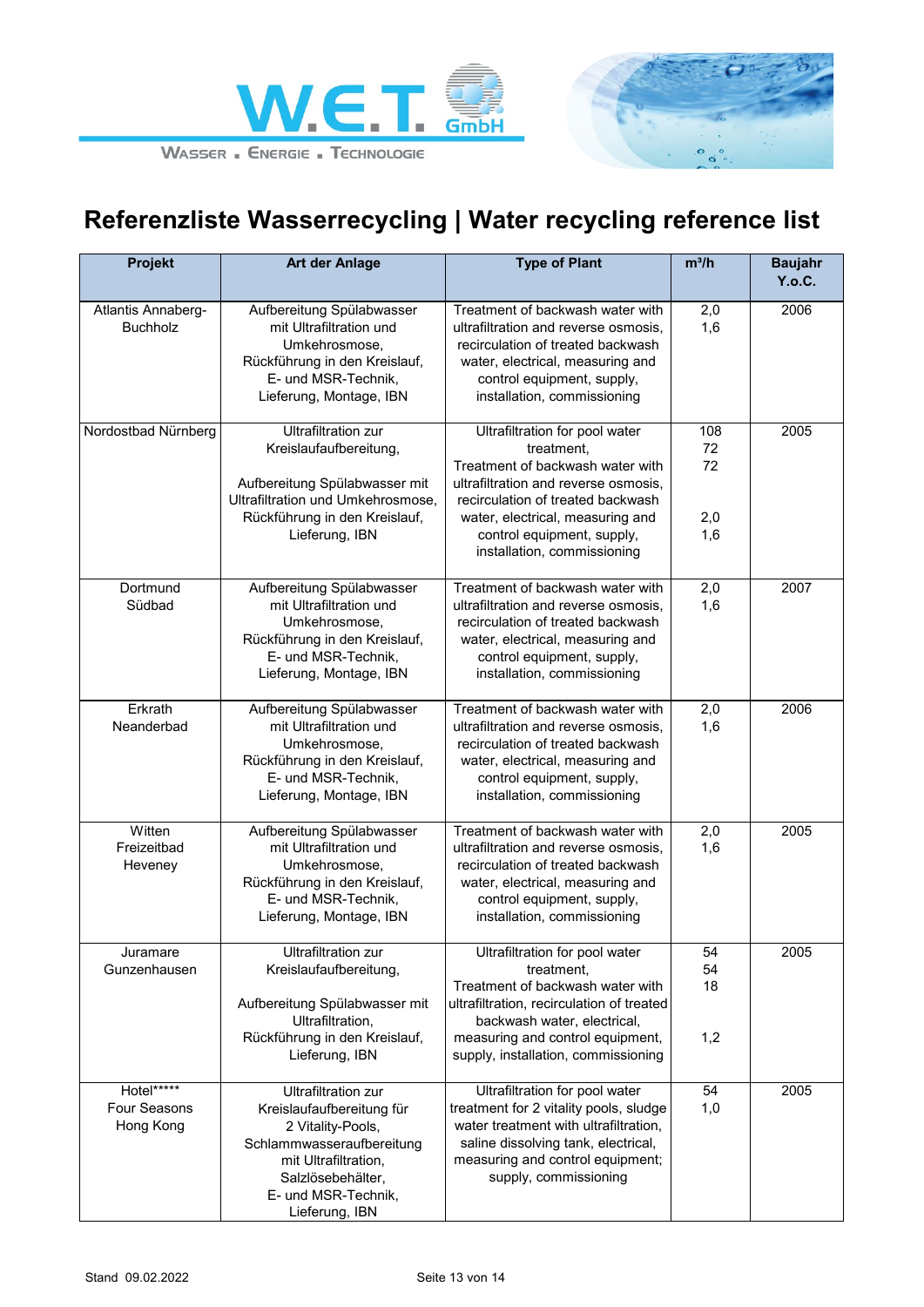W.E.T. GmbH

Wasser . Energie . Technologie

# Referenzliste Wasserrecycling | Water recycling reference list

| Projekt | Art der Anlage | Type of Plant | m³/h | Baujahr Y.o.C. |
|---|---|---|---|---|
| Atlantis Annaberg-Buchholz | Aufbereitung Spülabwasser mit Ultrafiltration und Umkehrosmose, Rückführung in den Kreislauf, E- und MSR-Technik, Lieferung, Montage, IBN | Treatment of backwash water with ultrafiltration and reverse osmosis, recirculation of treated backwash water, electrical, measuring and control equipment, supply, installation, commissioning | 2,0<br>1,6 | 2006 |
| Nordostbad Nürnberg | Ultrafiltration zur Kreislaufaufbereitung,<br><br>Aufbereitung Spülabwasser mit Ultrafiltration und Umkehrosmose, Rückführung in den Kreislauf, Lieferung, IBN | Ultrafiltration for pool water treatment,<br>Treatment of backwash water with ultrafiltration and reverse osmosis, recirculation of treated backwash water, electrical, measuring and control equipment, supply, installation, commissioning | 108<br>72<br>72<br><br>2,0<br>1,6 | 2005 |
| Dortmund Südbad | Aufbereitung Spülabwasser mit Ultrafiltration und Umkehrosmose, Rückführung in den Kreislauf, E- und MSR-Technik, Lieferung, Montage, IBN | Treatment of backwash water with ultrafiltration and reverse osmosis, recirculation of treated backwash water, electrical, measuring and control equipment, supply, installation, commissioning | 2,0<br>1,6 | 2007 |
| Erkrath Neanderbad | Aufbereitung Spülabwasser mit Ultrafiltration und Umkehrosmose, Rückführung in den Kreislauf, E- und MSR-Technik, Lieferung, Montage, IBN | Treatment of backwash water with ultrafiltration and reverse osmosis, recirculation of treated backwash water, electrical, measuring and control equipment, supply, installation, commissioning | 2,0<br>1,6 | 2006 |
| Witten Freizeitbad Heveney | Aufbereitung Spülabwasser mit Ultrafiltration und Umkehrosmose, Rückführung in den Kreislauf, E- und MSR-Technik, Lieferung, Montage, IBN | Treatment of backwash water with ultrafiltration and reverse osmosis, recirculation of treated backwash water, electrical, measuring and control equipment, supply, installation, commissioning | 2,0<br>1,6 | 2005 |
| Juramare Gunzenhausen | Ultrafiltration zur Kreislaufaufbereitung,<br><br>Aufbereitung Spülabwasser mit Ultrafiltration, Rückführung in den Kreislauf, Lieferung, IBN | Ultrafiltration for pool water treatment,<br>Treatment of backwash water with ultrafiltration, recirculation of treated backwash water, electrical, measuring and control equipment, supply, installation, commissioning | 54<br>54<br>18<br><br><br>1,2 | 2005 |
| Hotel***** Four Seasons Hong Kong | Ultrafiltration zur Kreislaufaufbereitung für 2 Vitality-Pools, Schlammwasseraufbereitung mit Ultrafiltration, Salzlösebehälter, E- und MSR-Technik, Lieferung, IBN | Ultrafiltration for pool water treatment for 2 vitality pools, sludge water treatment with ultrafiltration, saline dissolving tank, electrical, measuring and control equipment; supply, commissioning | 54<br>1,0 | 2005 |

Stand 09.02.2022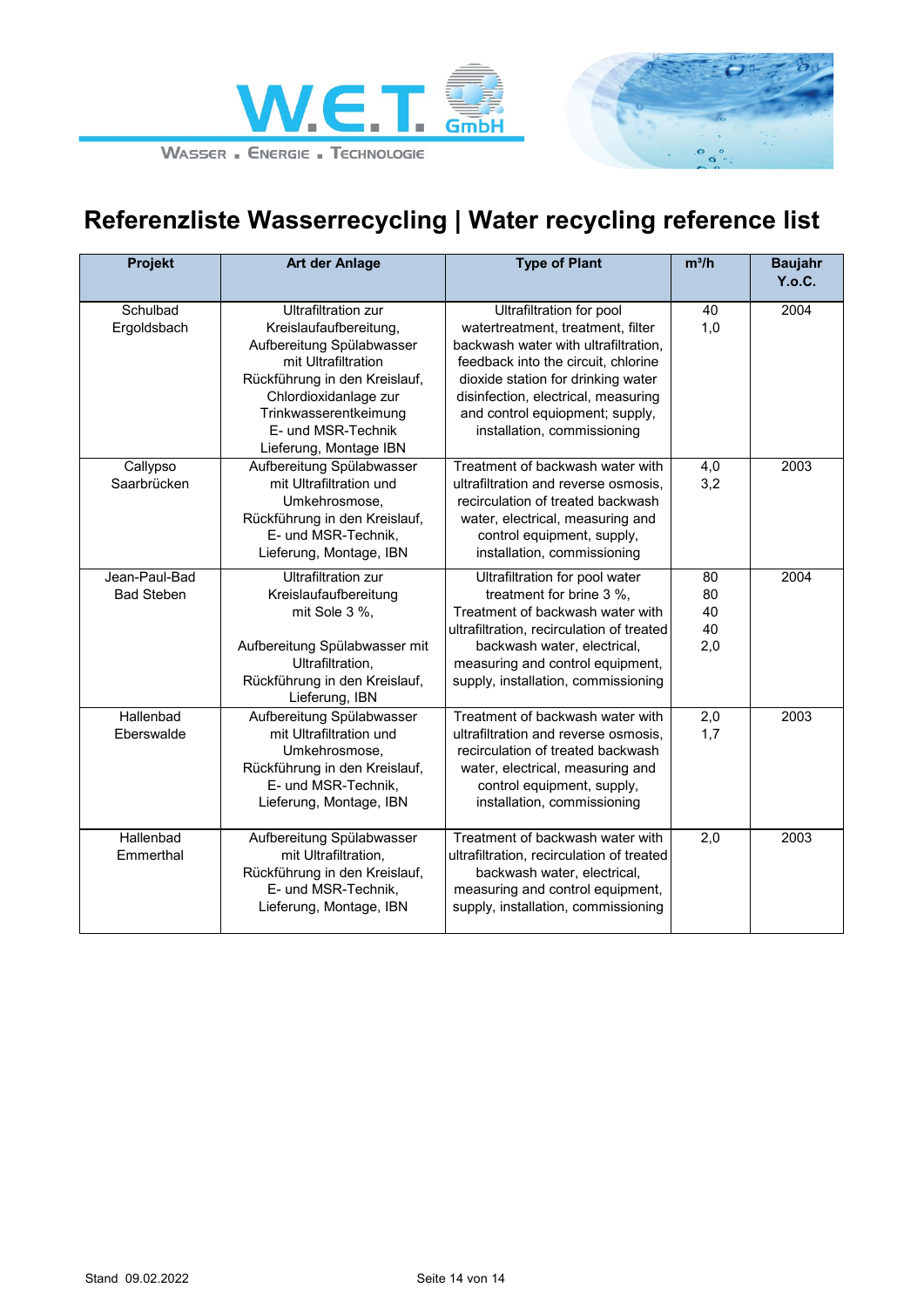# Referenzliste Wasserrecycling | Water recycling reference list

| Projekt | Art der Anlage | Type of Plant | m³/h | Baujahr Y.o.C. |
|---|---|---|---|---|
| Schulbad Ergoldsbach | Ultrafiltration zur Kreislaufaufbereitung, Aufbereitung Spülabwasser mit Ultrafiltration Rückführung in den Kreislauf, Chlordioxidanlage zur Trinkwasserentkeimung E- und MSR-Technik Lieferung, Montage IBN | Ultrafiltration for pool watertreatment, treatment, filter backwash water with ultrafiltration, feedback into the circuit, chlorine dioxide station for drinking water disinfection, electrical, measuring and control equiopment; supply, installation, commissioning | 40<br>1,0 | 2004 |
| Callypso Saarbrücken | Aufbereitung Spülabwasser mit Ultrafiltration und Umkehrosmose, Rückführung in den Kreislauf, E- und MSR-Technik, Lieferung, Montage, IBN | Treatment of backwash water with ultrafiltration and reverse osmosis, recirculation of treated backwash water, electrical, measuring and control equipment, supply, installation, commissioning | 4,0<br>3,2 | 2003 |
| Jean-Paul-Bad Bad Steben | Ultrafiltration zur Kreislaufaufbereitung mit Sole 3 %,<br><br>Aufbereitung Spülabwasser mit Ultrafiltration, Rückführung in den Kreislauf, Lieferung, IBN | Ultrafiltration for pool water treatment for brine 3 %, Treatment of backwash water with ultrafiltration, recirculation of treated backwash water, electrical, measuring and control equipment, supply, installation, commissioning | 80<br>80<br>40<br>40<br>2,0 | 2004 |
| Hallenbad Eberswalde | Aufbereitung Spülabwasser mit Ultrafiltration und Umkehrosmose, Rückführung in den Kreislauf, E- und MSR-Technik, Lieferung, Montage, IBN | Treatment of backwash water with ultrafiltration and reverse osmosis, recirculation of treated backwash water, electrical, measuring and control equipment, supply, installation, commissioning | 2,0<br>1,7 | 2003 |
| Hallenbad Emmerthal | Aufbereitung Spülabwasser mit Ultrafiltration, Rückführung in den Kreislauf, E- und MSR-Technik, Lieferung, Montage, IBN | Treatment of backwash water with ultrafiltration, recirculation of treated backwash water, electrical, measuring and control equipment, supply, installation, commissioning | 2,0 | 2003 |

Stand 09.02.2022